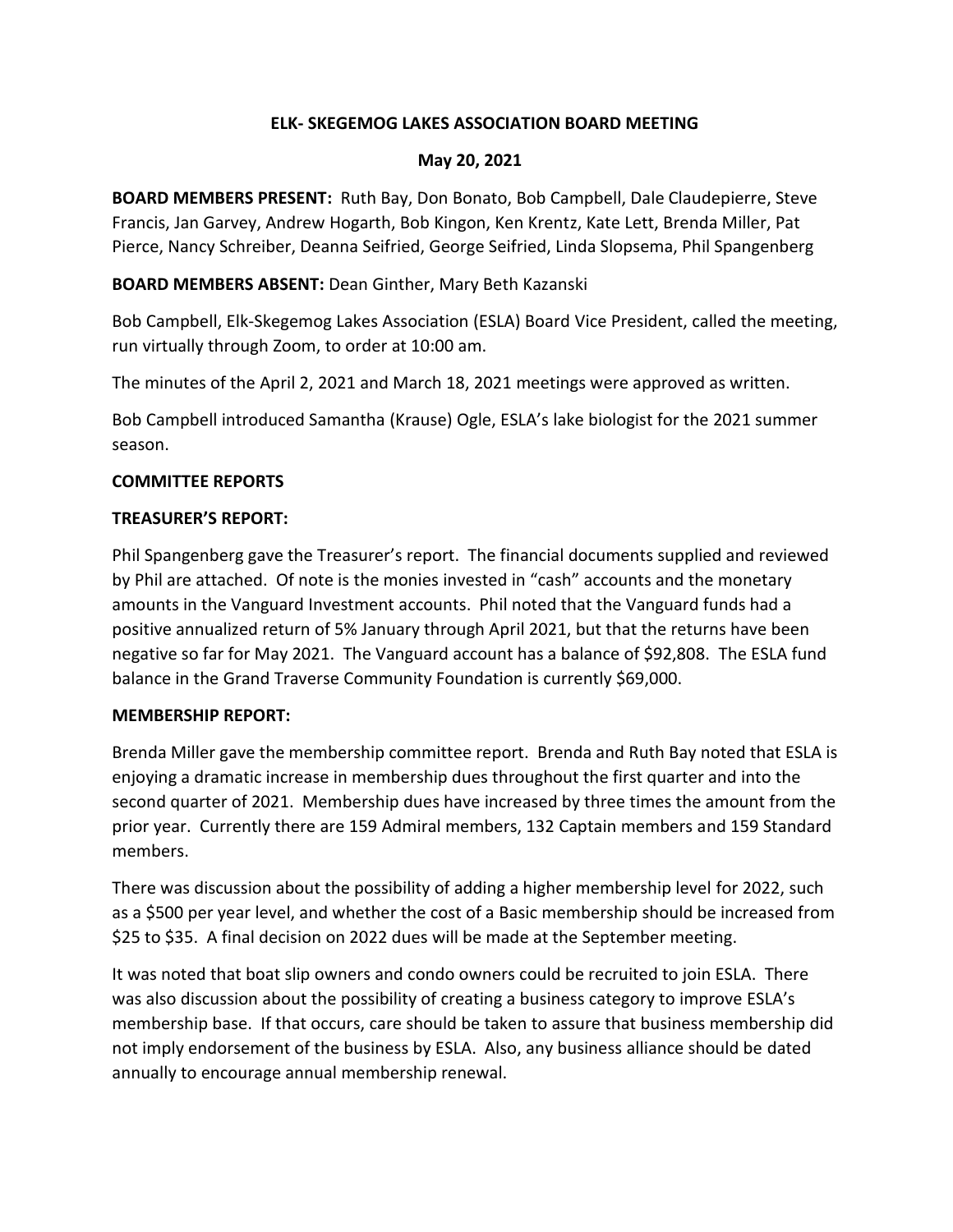# ELK- SKEGEMOG LAKES ASSOCIATION BOARD MEETING

## May 20, 2021

**BOARD MEMBERS PRESENT:** Ruth Bay, Don Bonato, Bob Campbell, Dale Claudepierre, Steve Francis, Jan Garvey, Andrew Hogarth, Bob Kingon, Ken Krentz, Kate Lett, Brenda Miller, Pat Pierce, Nancy Schreiber, Deanna Seifried, George Seifried, Linda Slopsema, Phil Spangenberg

**BOARD MEMBERS ABSENT:** Dean Ginther, Mary Beth Kazanski

Bob Campbell, Elk-Skegemog Lakes Association (ESLA) Board Vice President, called the meeting, run virtually through Zoom, to order at 10:00 am.

The minutes of the April 2, 2021 and March 18, 2021 meetings were approved as written.

Bob Campbell introduced Samantha (Krause) Ogle, ESLA's lake biologist for the 2021 summer season.

**COMMITTEE REPORTS**

**TREASURER'S REPORT:**

Phil Spangenberg gave the Treasurer's report. The financial documents supplied and reviewed by Phil are attached. Of note is the monies invested in "cash" accounts and the monetary amounts in the Vanguard Investment accounts. Phil noted that the Vanguard funds had a positive annualized return of 5% January through April 2021, but that the returns have been negative so far for May 2021. The Vanguard account has a balance of $92,808. The ESLA fund balance in the Grand Traverse Community Foundation is currently $69,000.

**MEMBERSHIP REPORT:**

Brenda Miller gave the membership committee report. Brenda and Ruth Bay noted that ESLA is enjoying a dramatic increase in membership dues throughout the first quarter and into the second quarter of 2021. Membership dues have increased by three times the amount from the prior year. Currently there are 159 Admiral members, 132 Captain members and 159 Standard members.

There was discussion about the possibility of adding a higher membership level for 2022, such as a $500 per year level, and whether the cost of a Basic membership should be increased from $25 to $35. A final decision on 2022 dues will be made at the September meeting.

It was noted that boat slip owners and condo owners could be recruited to join ESLA. There was also discussion about the possibility of creating a business category to improve ESLA's membership base. If that occurs, care should be taken to assure that business membership did not imply endorsement of the business by ESLA. Also, any business alliance should be dated annually to encourage annual membership renewal.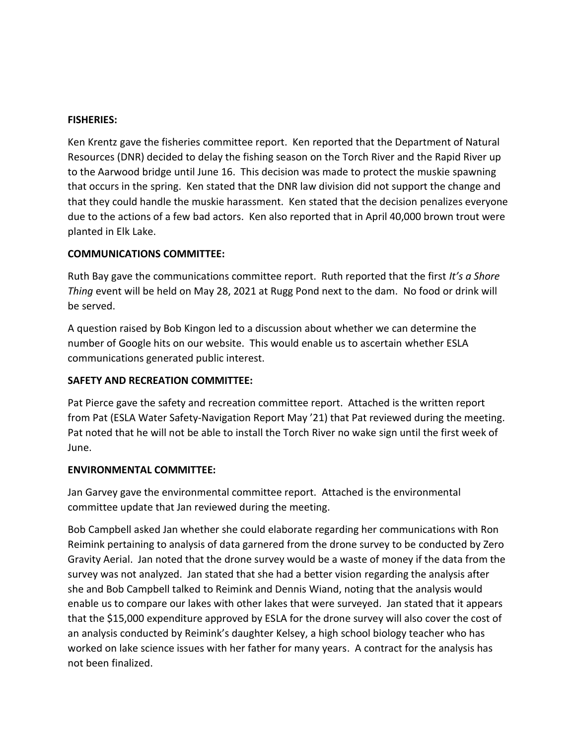**FISHERIES:**

Ken Krentz gave the fisheries committee report. Ken reported that the Department of Natural Resources (DNR) decided to delay the fishing season on the Torch River and the Rapid River up to the Aarwood bridge until June 16. This decision was made to protect the muskie spawning that occurs in the spring. Ken stated that the DNR law division did not support the change and that they could handle the muskie harassment. Ken stated that the decision penalizes everyone due to the actions of a few bad actors. Ken also reported that in April 40,000 brown trout were planted in Elk Lake.

**COMMUNICATIONS COMMITTEE:**

Ruth Bay gave the communications committee report. Ruth reported that the first *It's a Shore Thing* event will be held on May 28, 2021 at Rugg Pond next to the dam. No food or drink will be served.

A question raised by Bob Kingon led to a discussion about whether we can determine the number of Google hits on our website. This would enable us to ascertain whether ESLA communications generated public interest.

**SAFETY AND RECREATION COMMITTEE:**

Pat Pierce gave the safety and recreation committee report. Attached is the written report from Pat (ESLA Water Safety-Navigation Report May '21) that Pat reviewed during the meeting. Pat noted that he will not be able to install the Torch River no wake sign until the first week of June.

**ENVIRONMENTAL COMMITTEE:**

Jan Garvey gave the environmental committee report. Attached is the environmental committee update that Jan reviewed during the meeting.

Bob Campbell asked Jan whether she could elaborate regarding her communications with Ron Reimink pertaining to analysis of data garnered from the drone survey to be conducted by Zero Gravity Aerial. Jan noted that the drone survey would be a waste of money if the data from the survey was not analyzed. Jan stated that she had a better vision regarding the analysis after she and Bob Campbell talked to Reimink and Dennis Wiand, noting that the analysis would enable us to compare our lakes with other lakes that were surveyed. Jan stated that it appears that the $15,000 expenditure approved by ESLA for the drone survey will also cover the cost of an analysis conducted by Reimink's daughter Kelsey, a high school biology teacher who has worked on lake science issues with her father for many years. A contract for the analysis has not been finalized.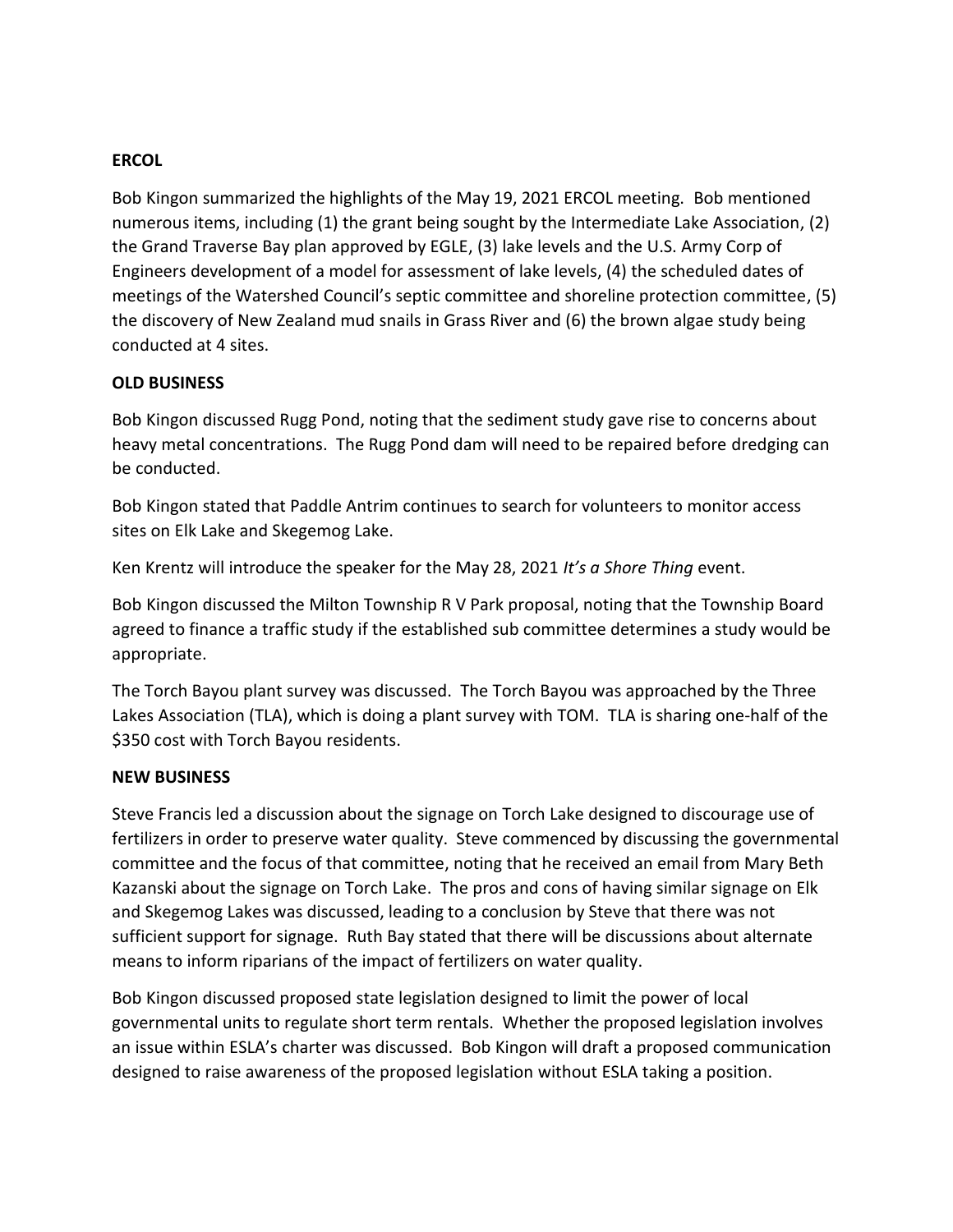**ERCOL**

Bob Kingon summarized the highlights of the May 19, 2021 ERCOL meeting. Bob mentioned numerous items, including (1) the grant being sought by the Intermediate Lake Association, (2) the Grand Traverse Bay plan approved by EGLE, (3) lake levels and the U.S. Army Corp of Engineers development of a model for assessment of lake levels, (4) the scheduled dates of meetings of the Watershed Council's septic committee and shoreline protection committee, (5) the discovery of New Zealand mud snails in Grass River and (6) the brown algae study being conducted at 4 sites.

**OLD BUSINESS**

Bob Kingon discussed Rugg Pond, noting that the sediment study gave rise to concerns about heavy metal concentrations. The Rugg Pond dam will need to be repaired before dredging can be conducted.

Bob Kingon stated that Paddle Antrim continues to search for volunteers to monitor access sites on Elk Lake and Skegemog Lake.

Ken Krentz will introduce the speaker for the May 28, 2021 *It's a Shore Thing* event.

Bob Kingon discussed the Milton Township R V Park proposal, noting that the Township Board agreed to finance a traffic study if the established sub committee determines a study would be appropriate.

The Torch Bayou plant survey was discussed. The Torch Bayou was approached by the Three Lakes Association (TLA), which is doing a plant survey with TOM. TLA is sharing one-half of the $350 cost with Torch Bayou residents.

**NEW BUSINESS**

Steve Francis led a discussion about the signage on Torch Lake designed to discourage use of fertilizers in order to preserve water quality. Steve commenced by discussing the governmental committee and the focus of that committee, noting that he received an email from Mary Beth Kazanski about the signage on Torch Lake. The pros and cons of having similar signage on Elk and Skegemog Lakes was discussed, leading to a conclusion by Steve that there was not sufficient support for signage. Ruth Bay stated that there will be discussions about alternate means to inform riparians of the impact of fertilizers on water quality.

Bob Kingon discussed proposed state legislation designed to limit the power of local governmental units to regulate short term rentals. Whether the proposed legislation involves an issue within ESLA's charter was discussed. Bob Kingon will draft a proposed communication designed to raise awareness of the proposed legislation without ESLA taking a position.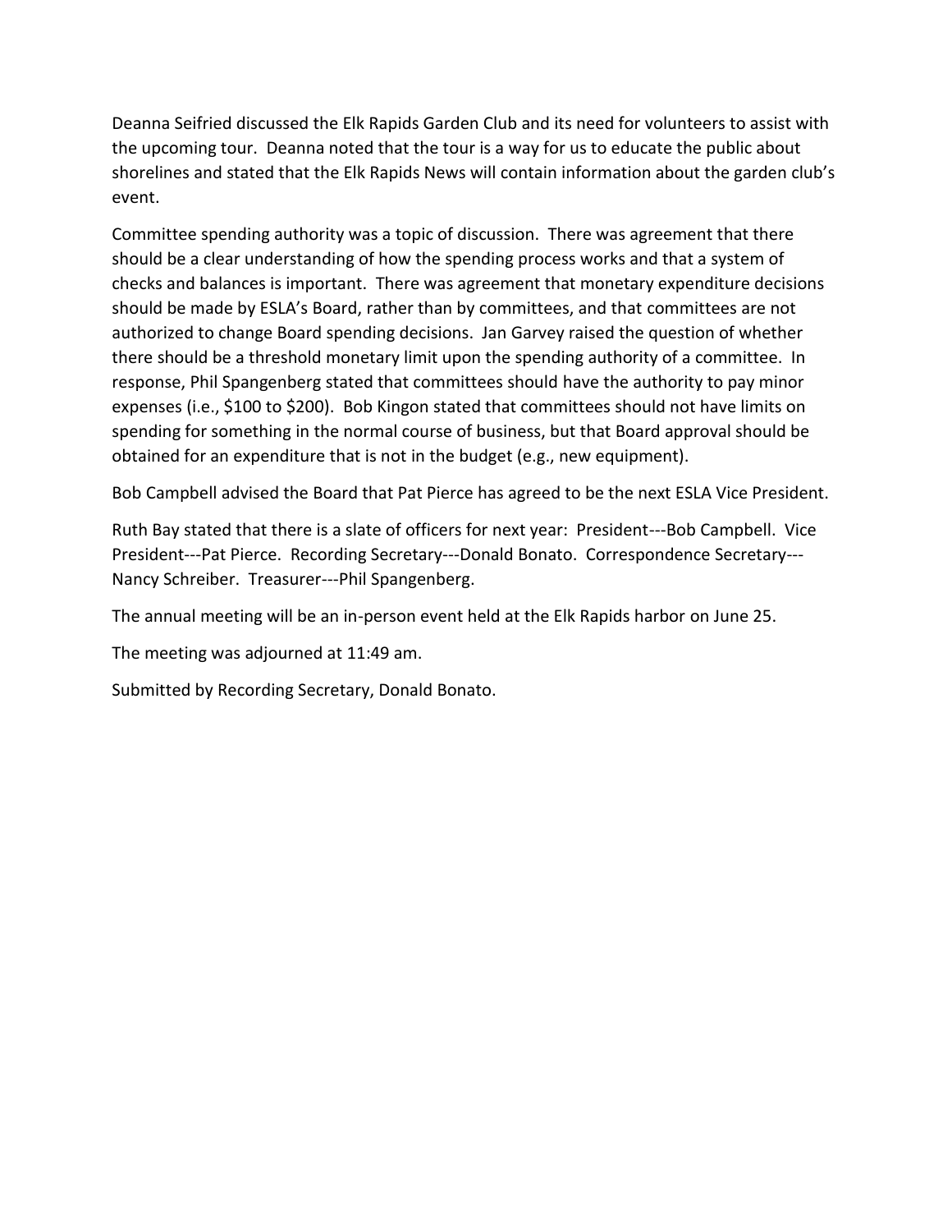Deanna Seifried discussed the Elk Rapids Garden Club and its need for volunteers to assist with the upcoming tour. Deanna noted that the tour is a way for us to educate the public about shorelines and stated that the Elk Rapids News will contain information about the garden club's event.

Committee spending authority was a topic of discussion. There was agreement that there should be a clear understanding of how the spending process works and that a system of checks and balances is important. There was agreement that monetary expenditure decisions should be made by ESLA's Board, rather than by committees, and that committees are not authorized to change Board spending decisions. Jan Garvey raised the question of whether there should be a threshold monetary limit upon the spending authority of a committee. In response, Phil Spangenberg stated that committees should have the authority to pay minor expenses (i.e., $100 to $200). Bob Kingon stated that committees should not have limits on spending for something in the normal course of business, but that Board approval should be obtained for an expenditure that is not in the budget (e.g., new equipment).

Bob Campbell advised the Board that Pat Pierce has agreed to be the next ESLA Vice President.

Ruth Bay stated that there is a slate of officers for next year: President---Bob Campbell. Vice President---Pat Pierce. Recording Secretary---Donald Bonato. Correspondence Secretary---Nancy Schreiber. Treasurer---Phil Spangenberg.

The annual meeting will be an in-person event held at the Elk Rapids harbor on June 25.

The meeting was adjourned at 11:49 am.

Submitted by Recording Secretary, Donald Bonato.